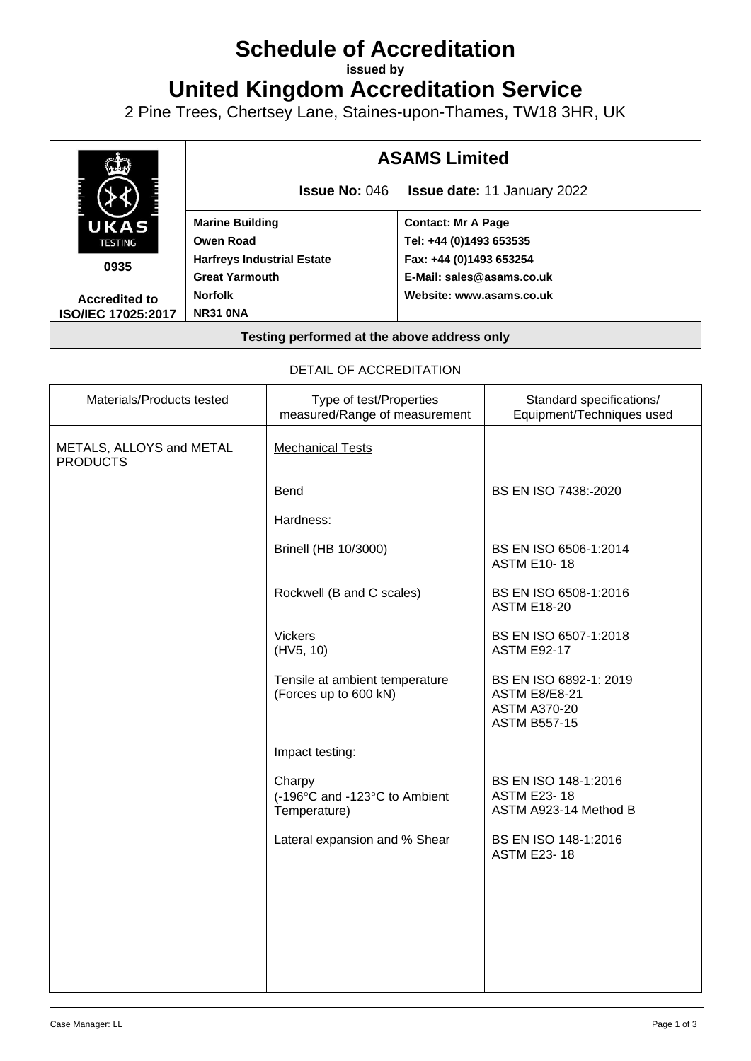# Schedule of Accreditation

**issued by**

# United Kingdom Accreditation Service

2 Pine Trees, Chertsey Lane, Staines-upon-Thames, TW18 3HR, UK

| UKAS TESTING 0935 Accredited to ISO/IEC 17025:2017 | **ASAMS Limited** | |
|---|---|---|
| | **Issue No:** 046 | **Issue date:** 11 January 2022 |
| | **Marine Building**<br>**Owen Road**<br>**Harfreys Industrial Estate**<br>**Great Yarmouth**<br>**Norfolk**<br>**NR31 0NA** | **Contact: Mr A Page**<br>**Tel: +44 (0)1493 653535**<br>**Fax: +44 (0)1493 653254**<br>**E-Mail: sales@asams.co.uk**<br>**Website: www.asams.co.uk** |
| **Testing performed at the above address only** | | |

DETAIL OF ACCREDITATION

| Materials/Products tested | Type of test/Properties measured/Range of measurement | Standard specifications/ Equipment/Techniques used |
|---|---|---|
| METALS, ALLOYS and METAL PRODUCTS | Mechanical Tests | |
| | Bend | BS EN ISO 7438:2020 |
| | Hardness: | |
| | Brinell (HB 10/3000) | BS EN ISO 6506-1:2014<br>ASTM E10- 18 |
| | Rockwell (B and C scales) | BS EN ISO 6508-1:2016<br>ASTM E18-20 |
| | Vickers<br>(HV5, 10) | BS EN ISO 6507-1:2018<br>ASTM E92-17 |
| | Tensile at ambient temperature<br>(Forces up to 600 kN) | BS EN ISO 6892-1: 2019<br>ASTM E8/E8-21<br>ASTM A370-20<br>ASTM B557-15 |
| | Impact testing: | |
| | Charpy<br>(-196°C and -123°C to Ambient Temperature) | BS EN ISO 148-1:2016<br>ASTM E23- 18<br>ASTM A923-14 Method B |
| | Lateral expansion and % Shear | BS EN ISO 148-1:2016<br>ASTM E23- 18 |

Case Manager: LL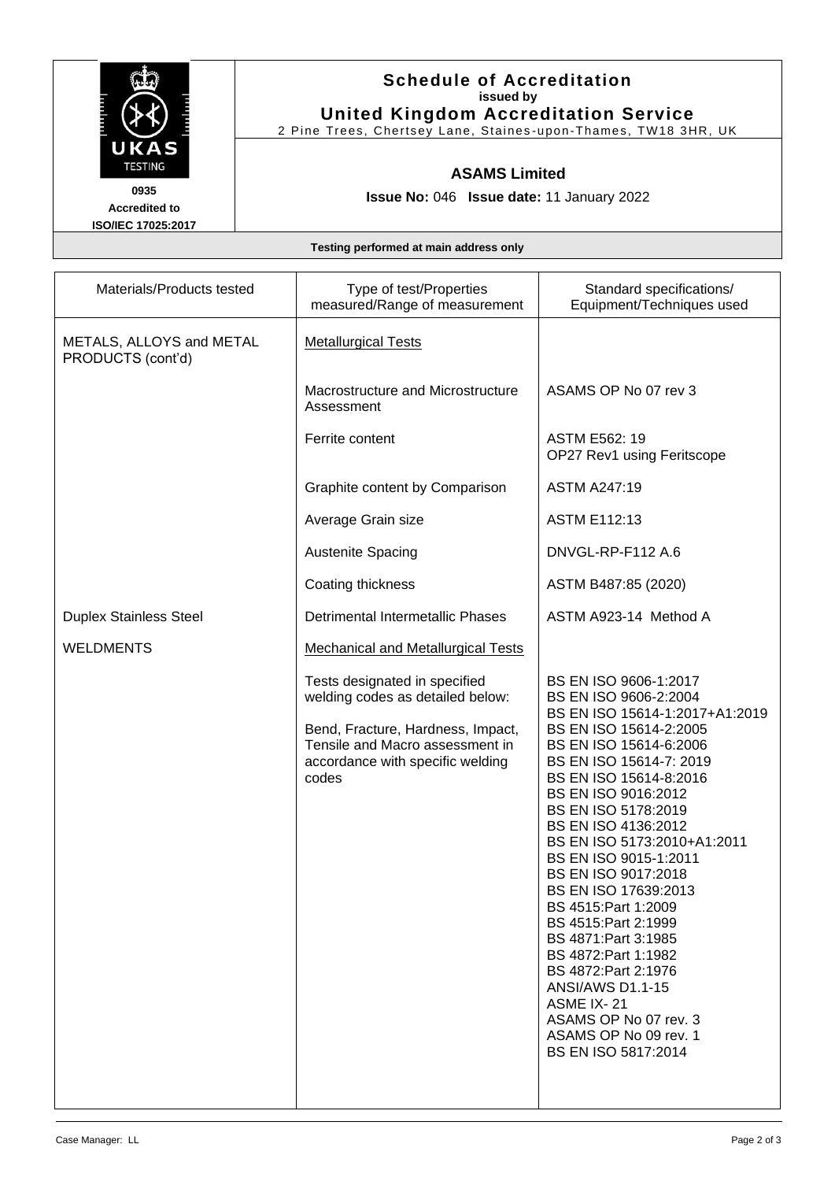# Schedule of Accreditation

**issued by**

**United Kingdom Accreditation Service**

2 Pine Trees, Chertsey Lane, Staines-upon-Thames, TW18 3HR, UK

UKAS TESTING

0935

Accredited to ISO/IEC 17025:2017

## ASAMS Limited

**Issue No:** 046 **Issue date:** 11 January 2022

**Testing performed at main address only**

| Materials/Products tested | Type of test/Properties measured/Range of measurement | Standard specifications/ Equipment/Techniques used |
|---|---|---|
| METALS, ALLOYS and METAL PRODUCTS (cont'd) | Metallurgical Tests | |
| | Macrostructure and Microstructure Assessment | ASAMS OP No 07 rev 3 |
| | Ferrite content | ASTM E562: 19<br>OP27 Rev1 using Feritscope |
| | Graphite content by Comparison | ASTM A247:19 |
| | Average Grain size | ASTM E112:13 |
| | Austenite Spacing | DNVGL-RP-F112 A.6 |
| | Coating thickness | ASTM B487:85 (2020) |
| Duplex Stainless Steel | Detrimental Intermetallic Phases | ASTM A923-14 Method A |
| WELDMENTS | Mechanical and Metallurgical Tests | |
| | Tests designated in specified welding codes as detailed below:<br><br>Bend, Fracture, Hardness, Impact, Tensile and Macro assessment in accordance with specific welding codes | BS EN ISO 9606-1:2017<br>BS EN ISO 9606-2:2004<br>BS EN ISO 15614-1:2017+A1:2019<br>BS EN ISO 15614-2:2005<br>BS EN ISO 15614-6:2006<br>BS EN ISO 15614-7: 2019<br>BS EN ISO 15614-8:2016<br>BS EN ISO 9016:2012<br>BS EN ISO 5178:2019<br>BS EN ISO 4136:2012<br>BS EN ISO 5173:2010+A1:2011<br>BS EN ISO 9015-1:2011<br>BS EN ISO 9017:2018<br>BS EN ISO 17639:2013<br>BS 4515:Part 1:2009<br>BS 4515:Part 2:1999<br>BS 4871:Part 3:1985<br>BS 4872:Part 1:1982<br>BS 4872:Part 2:1976<br>ANSI/AWS D1.1-15<br>ASME IX- 21<br>ASAMS OP No 07 rev. 3<br>ASAMS OP No 09 rev. 1<br>BS EN ISO 5817:2014 |

Case Manager: LL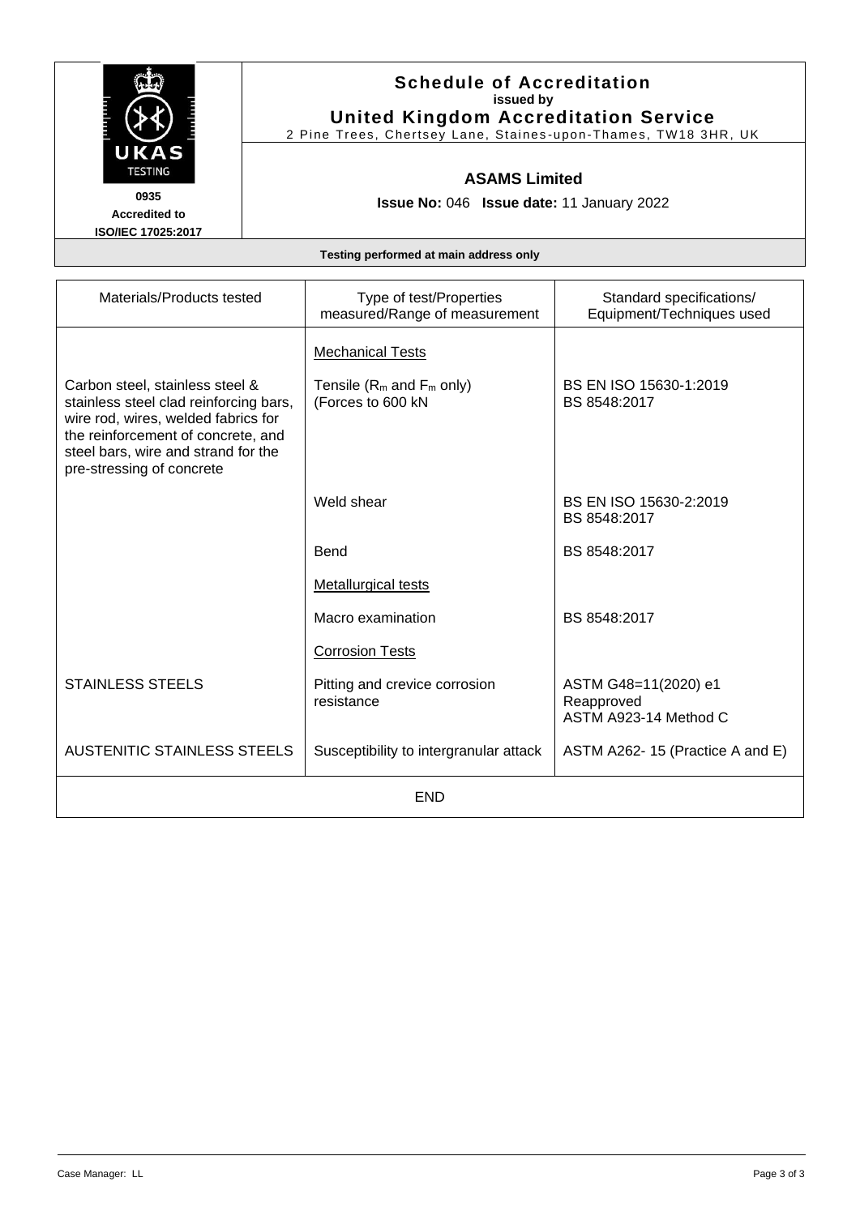**0935**
**Accredited to**
**ISO/IEC 17025:2017**

# Schedule of Accreditation

**issued by**

## United Kingdom Accreditation Service

2 Pine Trees, Chertsey Lane, Staines-upon-Thames, TW18 3HR, UK

### ASAMS Limited

**Issue No:** 046 **Issue date:** 11 January 2022

**Testing performed at main address only**

| Materials/Products tested | Type of test/Properties measured/Range of measurement | Standard specifications/ Equipment/Techniques used |
|---|---|---|
| | Mechanical Tests | |
| Carbon steel, stainless steel & stainless steel clad reinforcing bars, wire rod, wires, welded fabrics for the reinforcement of concrete, and steel bars, wire and strand for the pre-stressing of concrete | Tensile ($R_m$ and $F_m$ only) (Forces to 600 kN | BS EN ISO 15630-1:2019 BS 8548:2017 |
| | Weld shear | BS EN ISO 15630-2:2019 BS 8548:2017 |
| | Bend | BS 8548:2017 |
| | Metallurgical tests | |
| | Macro examination | BS 8548:2017 |
| | Corrosion Tests | |
| STAINLESS STEELS | Pitting and crevice corrosion resistance | ASTM G48=11(2020) e1 Reapproved ASTM A923-14 Method C |
| AUSTENITIC STAINLESS STEELS | Susceptibility to intergranular attack | ASTM A262- 15 (Practice A and E) |

END

Case Manager: LL